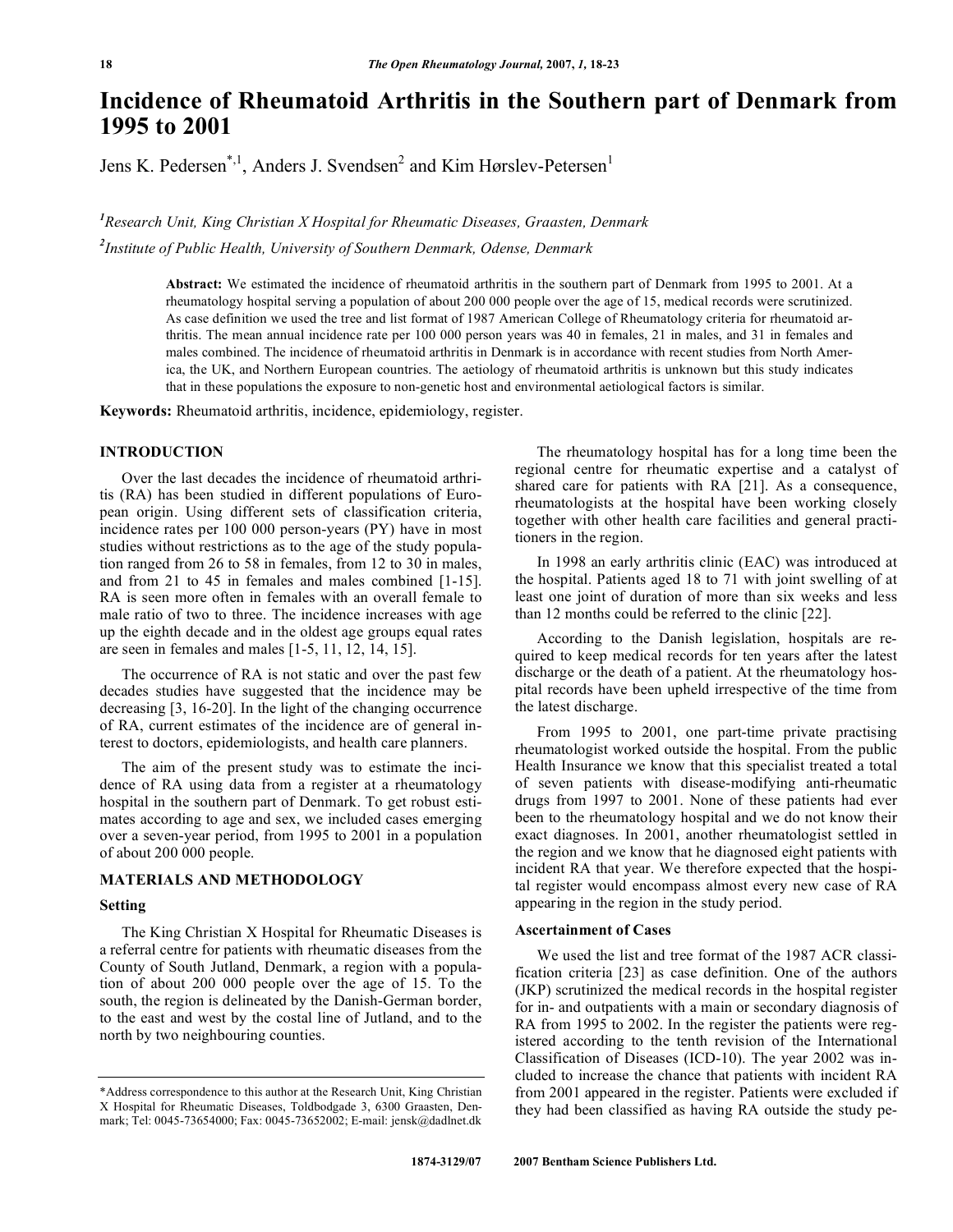# Incidence of Rheumatoid Arthritis in the Southern part of Denmark from 1995 to 2001

Jens K. Pedersen[*,1], Anders J. Svendsen[2] and Kim Hørslev-Petersen[1]

[1]Research Unit, King Christian X Hospital for Rheumatic Diseases, Graasten, Denmark

[2]Institute of Public Health, University of Southern Denmark, Odense, Denmark

**Abstract:** We estimated the incidence of rheumatoid arthritis in the southern part of Denmark from 1995 to 2001. At a rheumatology hospital serving a population of about 200 000 people over the age of 15, medical records were scrutinized. As case definition we used the tree and list format of 1987 American College of Rheumatology criteria for rheumatoid arthritis. The mean annual incidence rate per 100 000 person years was 40 in females, 21 in males, and 31 in females and males combined. The incidence of rheumatoid arthritis in Denmark is in accordance with recent studies from North America, the UK, and Northern European countries. The aetiology of rheumatoid arthritis is unknown but this study indicates that in these populations the exposure to non-genetic host and environmental aetiological factors is similar.

**Keywords:** Rheumatoid arthritis, incidence, epidemiology, register.

## INTRODUCTION

Over the last decades the incidence of rheumatoid arthritis (RA) has been studied in different populations of European origin. Using different sets of classification criteria, incidence rates per 100 000 person-years (PY) have in most studies without restrictions as to the age of the study population ranged from 26 to 58 in females, from 12 to 30 in males, and from 21 to 45 in females and males combined [1-15]. RA is seen more often in females with an overall female to male ratio of two to three. The incidence increases with age up the eighth decade and in the oldest age groups equal rates are seen in females and males [1-5, 11, 12, 14, 15].

The occurrence of RA is not static and over the past few decades studies have suggested that the incidence may be decreasing [3, 16-20]. In the light of the changing occurrence of RA, current estimates of the incidence are of general interest to doctors, epidemiologists, and health care planners.

The aim of the present study was to estimate the incidence of RA using data from a register at a rheumatology hospital in the southern part of Denmark. To get robust estimates according to age and sex, we included cases emerging over a seven-year period, from 1995 to 2001 in a population of about 200 000 people.

## MATERIALS AND METHODOLOGY

### Setting

The King Christian X Hospital for Rheumatic Diseases is a referral centre for patients with rheumatic diseases from the County of South Jutland, Denmark, a region with a population of about 200 000 people over the age of 15. To the south, the region is delineated by the Danish-German border, to the east and west by the costal line of Jutland, and to the north by two neighbouring counties.

The rheumatology hospital has for a long time been the regional centre for rheumatic expertise and a catalyst of shared care for patients with RA [21]. As a consequence, rheumatologists at the hospital have been working closely together with other health care facilities and general practitioners in the region.

In 1998 an early arthritis clinic (EAC) was introduced at the hospital. Patients aged 18 to 71 with joint swelling of at least one joint of duration of more than six weeks and less than 12 months could be referred to the clinic [22].

According to the Danish legislation, hospitals are required to keep medical records for ten years after the latest discharge or the death of a patient. At the rheumatology hospital records have been upheld irrespective of the time from the latest discharge.

From 1995 to 2001, one part-time private practising rheumatologist worked outside the hospital. From the public Health Insurance we know that this specialist treated a total of seven patients with disease-modifying anti-rheumatic drugs from 1997 to 2001. None of these patients had ever been to the rheumatology hospital and we do not know their exact diagnoses. In 2001, another rheumatologist settled in the region and we know that he diagnosed eight patients with incident RA that year. We therefore expected that the hospital register would encompass almost every new case of RA appearing in the region in the study period.

### Ascertainment of Cases

We used the list and tree format of the 1987 ACR classification criteria [23] as case definition. One of the authors (JKP) scrutinized the medical records in the hospital register for in- and outpatients with a main or secondary diagnosis of RA from 1995 to 2002. In the register the patients were registered according to the tenth revision of the International Classification of Diseases (ICD-10). The year 2002 was included to increase the chance that patients with incident RA from 2001 appeared in the register. Patients were excluded if they had been classified as having RA outside the study pe-

*Address correspondence to this author at the Research Unit, King Christian X Hospital for Rheumatic Diseases, Toldbodgade 3, 6300 Graasten, Denmark; Tel: 0045-73654000; Fax: 0045-73652002; E-mail: jensk@dadlnet.dk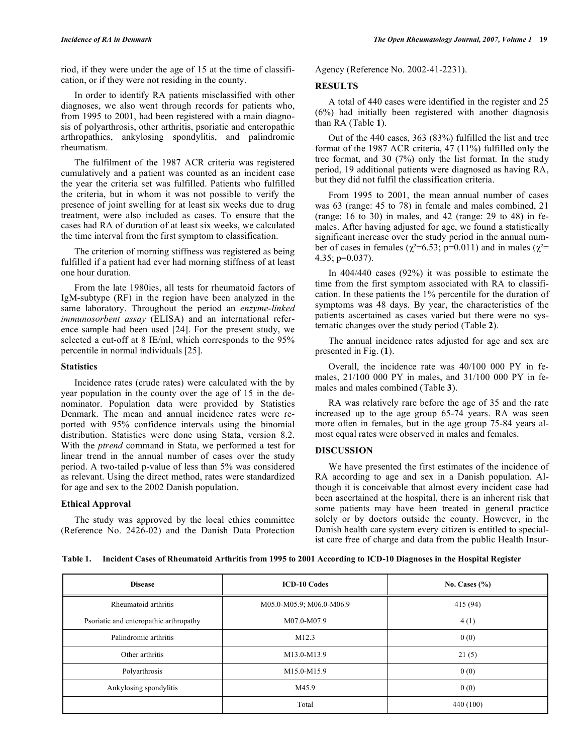riod, if they were under the age of 15 at the time of classification, or if they were not residing in the county.

In order to identify RA patients misclassified with other diagnoses, we also went through records for patients who, from 1995 to 2001, had been registered with a main diagnosis of polyarthrosis, other arthritis, psoriatic and enteropathic arthropathies, ankylosing spondylitis, and palindromic rheumatism.

The fulfilment of the 1987 ACR criteria was registered cumulatively and a patient was counted as an incident case the year the criteria set was fulfilled. Patients who fulfilled the criteria, but in whom it was not possible to verify the presence of joint swelling for at least six weeks due to drug treatment, were also included as cases. To ensure that the cases had RA of duration of at least six weeks, we calculated the time interval from the first symptom to classification.

The criterion of morning stiffness was registered as being fulfilled if a patient had ever had morning stiffness of at least one hour duration.

From the late 1980ies, all tests for rheumatoid factors of IgM-subtype (RF) in the region have been analyzed in the same laboratory. Throughout the period an *enzyme-linked immunosorbent assay* (ELISA) and an international reference sample had been used [24]. For the present study, we selected a cut-off at 8 IE/ml, which corresponds to the 95% percentile in normal individuals [25].

### Statistics

Incidence rates (crude rates) were calculated with the by year population in the county over the age of 15 in the denominator. Population data were provided by Statistics Denmark. The mean and annual incidence rates were reported with 95% confidence intervals using the binomial distribution. Statistics were done using Stata, version 8.2. With the *ptrend* command in Stata, we performed a test for linear trend in the annual number of cases over the study period. A two-tailed p-value of less than 5% was considered as relevant. Using the direct method, rates were standardized for age and sex to the 2002 Danish population.

### Ethical Approval

The study was approved by the local ethics committee (Reference No. 2426-02) and the Danish Data Protection Agency (Reference No. 2002-41-2231).

## RESULTS

A total of 440 cases were identified in the register and 25 (6%) had initially been registered with another diagnosis than RA (Table **1**).

Out of the 440 cases, 363 (83%) fulfilled the list and tree format of the 1987 ACR criteria, 47 (11%) fulfilled only the tree format, and 30 (7%) only the list format. In the study period, 19 additional patients were diagnosed as having RA, but they did not fulfil the classification criteria.

From 1995 to 2001, the mean annual number of cases was 63 (range: 45 to 78) in female and males combined, 21 (range: 16 to 30) in males, and 42 (range: 29 to 48) in females. After having adjusted for age, we found a statistically significant increase over the study period in the annual number of cases in females ($\chi^2$=6.53; p=0.011) and in males ($\chi^2$= 4.35; p=0.037).

In 404/440 cases (92%) it was possible to estimate the time from the first symptom associated with RA to classification. In these patients the 1% percentile for the duration of symptoms was 48 days. By year, the characteristics of the patients ascertained as cases varied but there were no systematic changes over the study period (Table **2**).

The annual incidence rates adjusted for age and sex are presented in Fig. (**1**).

Overall, the incidence rate was 40/100 000 PY in females, 21/100 000 PY in males, and 31/100 000 PY in females and males combined (Table **3**).

RA was relatively rare before the age of 35 and the rate increased up to the age group 65-74 years. RA was seen more often in females, but in the age group 75-84 years almost equal rates were observed in males and females.

## DISCUSSION

We have presented the first estimates of the incidence of RA according to age and sex in a Danish population. Although it is conceivable that almost every incident case had been ascertained at the hospital, there is an inherent risk that some patients may have been treated in general practice solely or by doctors outside the county. However, in the Danish health care system every citizen is entitled to specialist care free of charge and data from the public Health Insur-

**Table 1. Incident Cases of Rheumatoid Arthritis from 1995 to 2001 According to ICD-10 Diagnoses in the Hospital Register**

| Disease | ICD-10 Codes | No. Cases (%) |
|---|---|---|
| Rheumatoid arthritis | M05.0-M05.9; M06.0-M06.9 | 415 (94) |
| Psoriatic and enteropathic arthropathy | M07.0-M07.9 | 4 (1) |
| Palindromic arthritis | M12.3 | 0 (0) |
| Other arthritis | M13.0-M13.9 | 21 (5) |
| Polyarthrosis | M15.0-M15.9 | 0 (0) |
| Ankylosing spondylitis | M45.9 | 0 (0) |
| | Total | 440 (100) |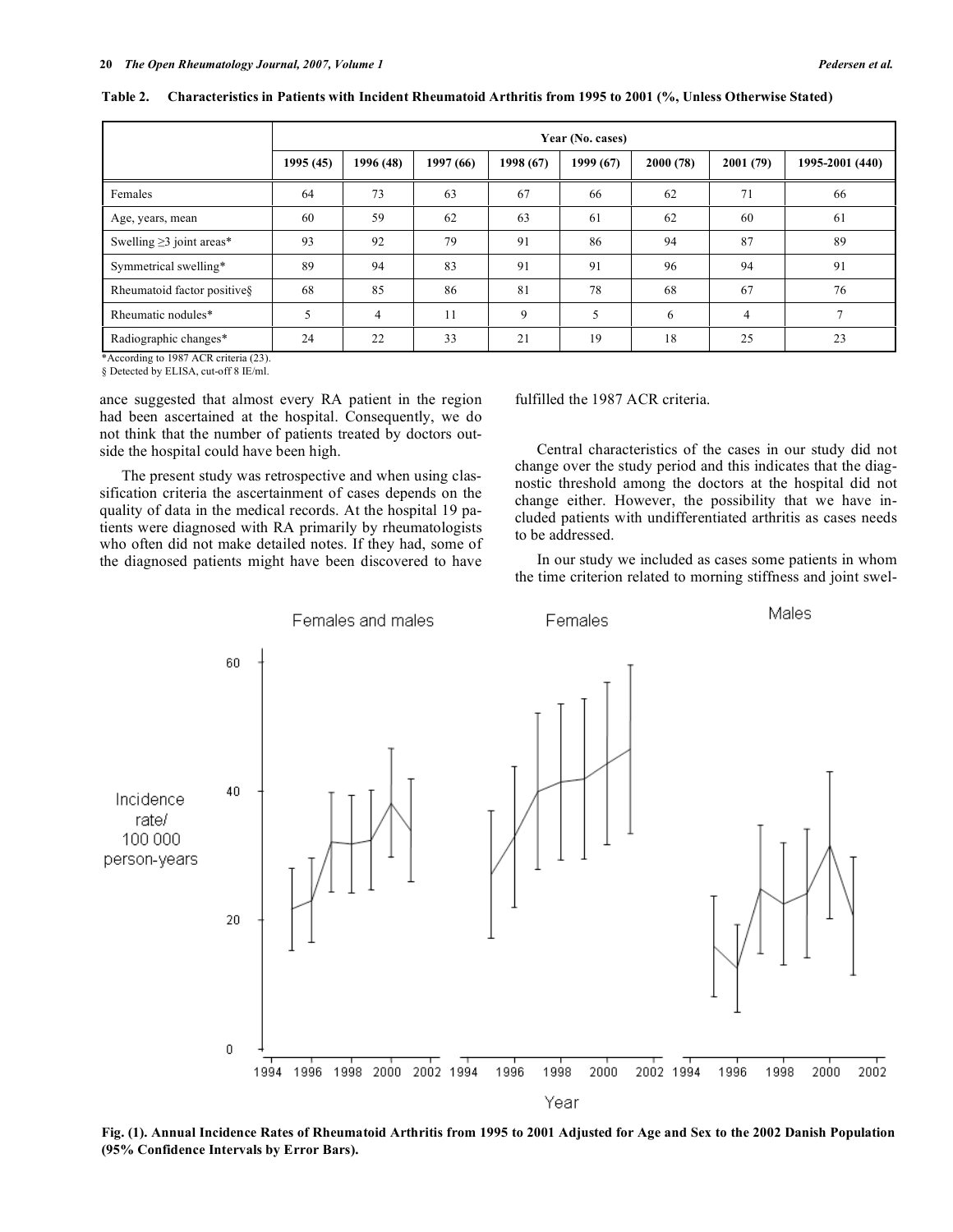**Table 2. Characteristics in Patients with Incident Rheumatoid Arthritis from 1995 to 2001 (%, Unless Otherwise Stated)**

| | Year (No. cases) | | | | | | | |
|---|---|---|---|---|---|---|---|---|
| | 1995 (45) | 1996 (48) | 1997 (66) | 1998 (67) | 1999 (67) | 2000 (78) | 2001 (79) | 1995-2001 (440) |
| Females | 64 | 73 | 63 | 67 | 66 | 62 | 71 | 66 |
| Age, years, mean | 60 | 59 | 62 | 63 | 61 | 62 | 60 | 61 |
| Swelling ≥3 joint areas* | 93 | 92 | 79 | 91 | 86 | 94 | 87 | 89 |
| Symmetrical swelling* | 89 | 94 | 83 | 91 | 91 | 96 | 94 | 91 |
| Rheumatoid factor positive§ | 68 | 85 | 86 | 81 | 78 | 68 | 67 | 76 |
| Rheumatic nodules* | 5 | 4 | 11 | 9 | 5 | 6 | 4 | 7 |
| Radiographic changes* | 24 | 22 | 33 | 21 | 19 | 18 | 25 | 23 |

*According to 1987 ACR criteria (23).
§ Detected by ELISA, cut-off 8 IE/ml.

ance suggested that almost every RA patient in the region had been ascertained at the hospital. Consequently, we do not think that the number of patients treated by doctors outside the hospital could have been high.

The present study was retrospective and when using classification criteria the ascertainment of cases depends on the quality of data in the medical records. At the hospital 19 patients were diagnosed with RA primarily by rheumatologists who often did not make detailed notes. If they had, some of the diagnosed patients might have been discovered to have fulfilled the 1987 ACR criteria.

Central characteristics of the cases in our study did not change over the study period and this indicates that the diagnostic threshold among the doctors at the hospital did not change either. However, the possibility that we have included patients with undifferentiated arthritis as cases needs to be addressed.

In our study we included as cases some patients in whom the time criterion related to morning stiffness and joint swel-

**Fig. (1). Annual Incidence Rates of Rheumatoid Arthritis from 1995 to 2001 Adjusted for Age and Sex to the 2002 Danish Population (95% Confidence Intervals by Error Bars).**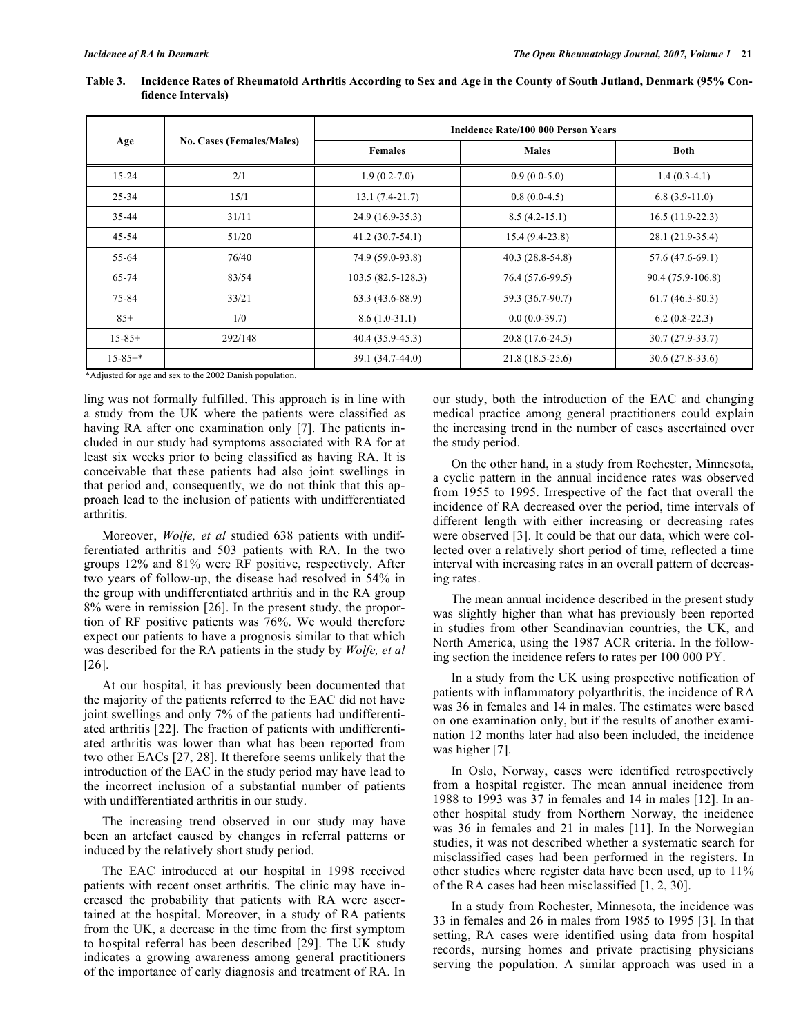**Table 3. Incidence Rates of Rheumatoid Arthritis According to Sex and Age in the County of South Jutland, Denmark (95% Confidence Intervals)**

| Age | No. Cases (Females/Males) | Incidence Rate/100 000 Person Years | | |
|---|---|---|---|---|
| | | Females | Males | Both |
| 15-24 | 2/1 | 1.9 (0.2-7.0) | 0.9 (0.0-5.0) | 1.4 (0.3-4.1) |
| 25-34 | 15/1 | 13.1 (7.4-21.7) | 0.8 (0.0-4.5) | 6.8 (3.9-11.0) |
| 35-44 | 31/11 | 24.9 (16.9-35.3) | 8.5 (4.2-15.1) | 16.5 (11.9-22.3) |
| 45-54 | 51/20 | 41.2 (30.7-54.1) | 15.4 (9.4-23.8) | 28.1 (21.9-35.4) |
| 55-64 | 76/40 | 74.9 (59.0-93.8) | 40.3 (28.8-54.8) | 57.6 (47.6-69.1) |
| 65-74 | 83/54 | 103.5 (82.5-128.3) | 76.4 (57.6-99.5) | 90.4 (75.9-106.8) |
| 75-84 | 33/21 | 63.3 (43.6-88.9) | 59.3 (36.7-90.7) | 61.7 (46.3-80.3) |
| 85+ | 1/0 | 8.6 (1.0-31.1) | 0.0 (0.0-39.7) | 6.2 (0.8-22.3) |
| 15-85+ | 292/148 | 40.4 (35.9-45.3) | 20.8 (17.6-24.5) | 30.7 (27.9-33.7) |
| 15-85+* | | 39.1 (34.7-44.0) | 21.8 (18.5-25.6) | 30.6 (27.8-33.6) |

*Adjusted for age and sex to the 2002 Danish population.

ling was not formally fulfilled. This approach is in line with a study from the UK where the patients were classified as having RA after one examination only [7]. The patients included in our study had symptoms associated with RA for at least six weeks prior to being classified as having RA. It is conceivable that these patients had also joint swellings in that period and, consequently, we do not think that this approach lead to the inclusion of patients with undifferentiated arthritis.

Moreover, *Wolfe, et al* studied 638 patients with undifferentiated arthritis and 503 patients with RA. In the two groups 12% and 81% were RF positive, respectively. After two years of follow-up, the disease had resolved in 54% in the group with undifferentiated arthritis and in the RA group 8% were in remission [26]. In the present study, the proportion of RF positive patients was 76%. We would therefore expect our patients to have a prognosis similar to that which was described for the RA patients in the study by *Wolfe, et al* [26].

At our hospital, it has previously been documented that the majority of the patients referred to the EAC did not have joint swellings and only 7% of the patients had undifferentiated arthritis [22]. The fraction of patients with undifferentiated arthritis was lower than what has been reported from two other EACs [27, 28]. It therefore seems unlikely that the introduction of the EAC in the study period may have lead to the incorrect inclusion of a substantial number of patients with undifferentiated arthritis in our study.

The increasing trend observed in our study may have been an artefact caused by changes in referral patterns or induced by the relatively short study period.

The EAC introduced at our hospital in 1998 received patients with recent onset arthritis. The clinic may have increased the probability that patients with RA were ascertained at the hospital. Moreover, in a study of RA patients from the UK, a decrease in the time from the first symptom to hospital referral has been described [29]. The UK study indicates a growing awareness among general practitioners of the importance of early diagnosis and treatment of RA. In our study, both the introduction of the EAC and changing medical practice among general practitioners could explain the increasing trend in the number of cases ascertained over the study period.

On the other hand, in a study from Rochester, Minnesota, a cyclic pattern in the annual incidence rates was observed from 1955 to 1995. Irrespective of the fact that overall the incidence of RA decreased over the period, time intervals of different length with either increasing or decreasing rates were observed [3]. It could be that our data, which were collected over a relatively short period of time, reflected a time interval with increasing rates in an overall pattern of decreasing rates.

The mean annual incidence described in the present study was slightly higher than what has previously been reported in studies from other Scandinavian countries, the UK, and North America, using the 1987 ACR criteria. In the following section the incidence refers to rates per 100 000 PY.

In a study from the UK using prospective notification of patients with inflammatory polyarthritis, the incidence of RA was 36 in females and 14 in males. The estimates were based on one examination only, but if the results of another examination 12 months later had also been included, the incidence was higher [7].

In Oslo, Norway, cases were identified retrospectively from a hospital register. The mean annual incidence from 1988 to 1993 was 37 in females and 14 in males [12]. In another hospital study from Northern Norway, the incidence was 36 in females and 21 in males [11]. In the Norwegian studies, it was not described whether a systematic search for misclassified cases had been performed in the registers. In other studies where register data have been used, up to 11% of the RA cases had been misclassified [1, 2, 30].

In a study from Rochester, Minnesota, the incidence was 33 in females and 26 in males from 1985 to 1995 [3]. In that setting, RA cases were identified using data from hospital records, nursing homes and private practising physicians serving the population. A similar approach was used in a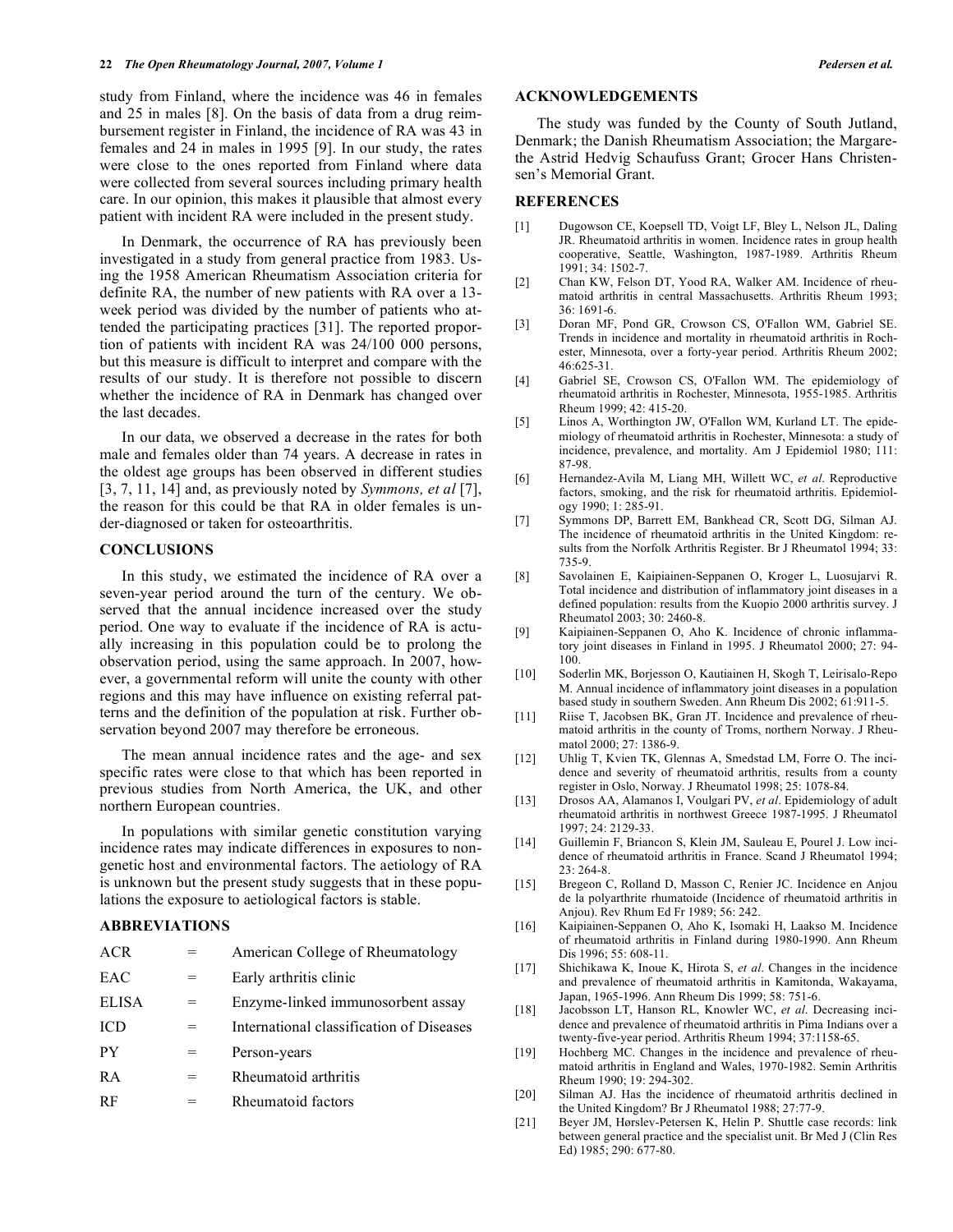study from Finland, where the incidence was 46 in females and 25 in males [8]. On the basis of data from a drug reimbursement register in Finland, the incidence of RA was 43 in females and 24 in males in 1995 [9]. In our study, the rates were close to the ones reported from Finland where data were collected from several sources including primary health care. In our opinion, this makes it plausible that almost every patient with incident RA were included in the present study.

In Denmark, the occurrence of RA has previously been investigated in a study from general practice from 1983. Using the 1958 American Rheumatism Association criteria for definite RA, the number of new patients with RA over a 13-week period was divided by the number of patients who attended the participating practices [31]. The reported proportion of patients with incident RA was 24/100 000 persons, but this measure is difficult to interpret and compare with the results of our study. It is therefore not possible to discern whether the incidence of RA in Denmark has changed over the last decades.

In our data, we observed a decrease in the rates for both male and females older than 74 years. A decrease in rates in the oldest age groups has been observed in different studies [3, 7, 11, 14] and, as previously noted by *Symmons, et al* [7], the reason for this could be that RA in older females is under-diagnosed or taken for osteoarthritis.

## CONCLUSIONS

In this study, we estimated the incidence of RA over a seven-year period around the turn of the century. We observed that the annual incidence increased over the study period. One way to evaluate if the incidence of RA is actually increasing in this population could be to prolong the observation period, using the same approach. In 2007, however, a governmental reform will unite the county with other regions and this may have influence on existing referral patterns and the definition of the population at risk. Further observation beyond 2007 may therefore be erroneous.

The mean annual incidence rates and the age- and sex specific rates were close to that which has been reported in previous studies from North America, the UK, and other northern European countries.

In populations with similar genetic constitution varying incidence rates may indicate differences in exposures to non-genetic host and environmental factors. The aetiology of RA is unknown but the present study suggests that in these populations the exposure to aetiological factors is stable.

## ABBREVIATIONS

| | | |
|---|---|---|
| ACR | = | American College of Rheumatology |
| EAC | = | Early arthritis clinic |
| ELISA | = | Enzyme-linked immunosorbent assay |
| ICD | = | International classification of Diseases |
| PY | = | Person-years |
| RA | = | Rheumatoid arthritis |
| RF | = | Rheumatoid factors |

## ACKNOWLEDGEMENTS

The study was funded by the County of South Jutland, Denmark; the Danish Rheumatism Association; the Margarethe Astrid Hedvig Schaufuss Grant; Grocer Hans Christensen's Memorial Grant.

## REFERENCES

[1] Dugowson CE, Koepsell TD, Voigt LF, Bley L, Nelson JL, Daling JR. Rheumatoid arthritis in women. Incidence rates in group health cooperative, Seattle, Washington, 1987-1989. Arthritis Rheum 1991; 34: 1502-7.

[2] Chan KW, Felson DT, Yood RA, Walker AM. Incidence of rheumatoid arthritis in central Massachusetts. Arthritis Rheum 1993; 36: 1691-6.

[3] Doran MF, Pond GR, Crowson CS, O'Fallon WM, Gabriel SE. Trends in incidence and mortality in rheumatoid arthritis in Rochester, Minnesota, over a forty-year period. Arthritis Rheum 2002; 46:625-31.

[4] Gabriel SE, Crowson CS, O'Fallon WM. The epidemiology of rheumatoid arthritis in Rochester, Minnesota, 1955-1985. Arthritis Rheum 1999; 42: 415-20.

[5] Linos A, Worthington JW, O'Fallon WM, Kurland LT. The epidemiology of rheumatoid arthritis in Rochester, Minnesota: a study of incidence, prevalence, and mortality. Am J Epidemiol 1980; 111: 87-98.

[6] Hernandez-Avila M, Liang MH, Willett WC, *et al*. Reproductive factors, smoking, and the risk for rheumatoid arthritis. Epidemiology 1990; 1: 285-91.

[7] Symmons DP, Barrett EM, Bankhead CR, Scott DG, Silman AJ. The incidence of rheumatoid arthritis in the United Kingdom: results from the Norfolk Arthritis Register. Br J Rheumatol 1994; 33: 735-9.

[8] Savolainen E, Kaipiainen-Seppanen O, Kroger L, Luosujarvi R. Total incidence and distribution of inflammatory joint diseases in a defined population: results from the Kuopio 2000 arthritis survey. J Rheumatol 2003; 30: 2460-8.

[9] Kaipiainen-Seppanen O, Aho K. Incidence of chronic inflammatory joint diseases in Finland in 1995. J Rheumatol 2000; 27: 94-100.

[10] Soderlin MK, Borjesson O, Kautiainen H, Skogh T, Leirisalo-Repo M. Annual incidence of inflammatory joint diseases in a population based study in southern Sweden. Ann Rheum Dis 2002; 61:911-5.

[11] Riise T, Jacobsen BK, Gran JT. Incidence and prevalence of rheumatoid arthritis in the county of Troms, northern Norway. J Rheumatol 2000; 27: 1386-9.

[12] Uhlig T, Kvien TK, Glennas A, Smedstad LM, Forre O. The incidence and severity of rheumatoid arthritis, results from a county register in Oslo, Norway. J Rheumatol 1998; 25: 1078-84.

[13] Drosos AA, Alamanos I, Voulgari PV, *et al*. Epidemiology of adult rheumatoid arthritis in northwest Greece 1987-1995. J Rheumatol 1997; 24: 2129-33.

[14] Guillemin F, Briancon S, Klein JM, Sauleau E, Pourel J. Low incidence of rheumatoid arthritis in France. Scand J Rheumatol 1994; 23: 264-8.

[15] Bregeon C, Rolland D, Masson C, Renier JC. Incidence en Anjou de la polyarthrite rhumatoide (Incidence of rheumatoid arthritis in Anjou). Rev Rhum Ed Fr 1989; 56: 242.

[16] Kaipiainen-Seppanen O, Aho K, Isomaki H, Laakso M. Incidence of rheumatoid arthritis in Finland during 1980-1990. Ann Rheum Dis 1996; 55: 608-11.

[17] Shichikawa K, Inoue K, Hirota S, *et al*. Changes in the incidence and prevalence of rheumatoid arthritis in Kamitonda, Wakayama, Japan, 1965-1996. Ann Rheum Dis 1999; 58: 751-6.

[18] Jacobsson LT, Hanson RL, Knowler WC, *et al*. Decreasing incidence and prevalence of rheumatoid arthritis in Pima Indians over a twenty-five-year period. Arthritis Rheum 1994; 37:1158-65.

[19] Hochberg MC. Changes in the incidence and prevalence of rheumatoid arthritis in England and Wales, 1970-1982. Semin Arthritis Rheum 1990; 19: 294-302.

[20] Silman AJ. Has the incidence of rheumatoid arthritis declined in the United Kingdom? Br J Rheumatol 1988; 27:77-9.

[21] Beyer JM, Hørslev-Petersen K, Helin P. Shuttle case records: link between general practice and the specialist unit. Br Med J (Clin Res Ed) 1985; 290: 677-80.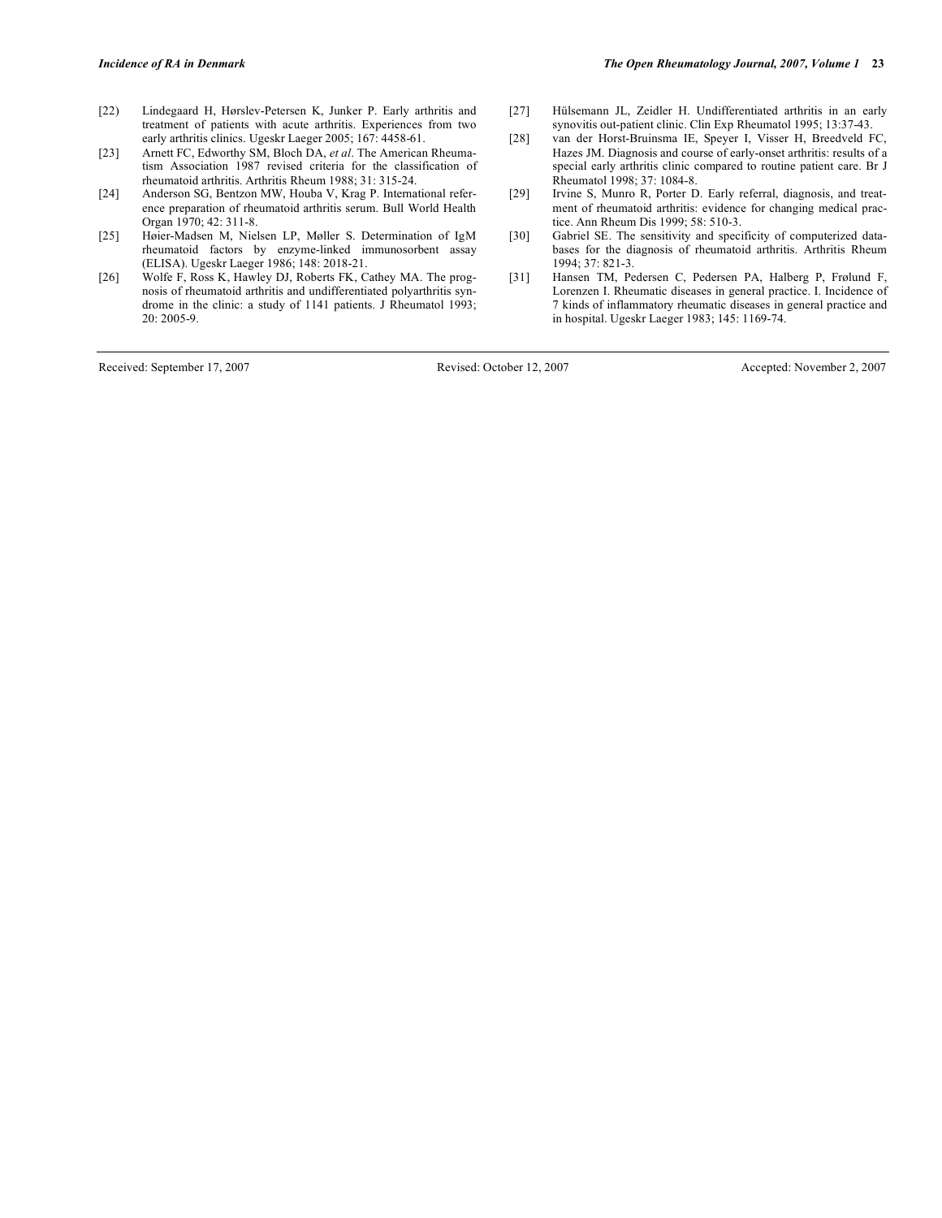[22) Lindegaard H, Hørslev-Petersen K, Junker P. Early arthritis and treatment of patients with acute arthritis. Experiences from two early arthritis clinics. Ugeskr Laeger 2005; 167: 4458-61.

[23] Arnett FC, Edworthy SM, Bloch DA, *et al*. The American Rheumatism Association 1987 revised criteria for the classification of rheumatoid arthritis. Arthritis Rheum 1988; 31: 315-24.

[24] Anderson SG, Bentzon MW, Houba V, Krag P. International reference preparation of rheumatoid arthritis serum. Bull World Health Organ 1970; 42: 311-8.

[25] Høier-Madsen M, Nielsen LP, Møller S. Determination of IgM rheumatoid factors by enzyme-linked immunosorbent assay (ELISA). Ugeskr Laeger 1986; 148: 2018-21.

[26] Wolfe F, Ross K, Hawley DJ, Roberts FK, Cathey MA. The prognosis of rheumatoid arthritis and undifferentiated polyarthritis syndrome in the clinic: a study of 1141 patients. J Rheumatol 1993; 20: 2005-9.

[27] Hülsemann JL, Zeidler H. Undifferentiated arthritis in an early synovitis out-patient clinic. Clin Exp Rheumatol 1995; 13:37-43.

[28] van der Horst-Bruinsma IE, Speyer I, Visser H, Breedveld FC, Hazes JM. Diagnosis and course of early-onset arthritis: results of a special early arthritis clinic compared to routine patient care. Br J Rheumatol 1998; 37: 1084-8.

[29] Irvine S, Munro R, Porter D. Early referral, diagnosis, and treatment of rheumatoid arthritis: evidence for changing medical practice. Ann Rheum Dis 1999; 58: 510-3.

[30] Gabriel SE. The sensitivity and specificity of computerized databases for the diagnosis of rheumatoid arthritis. Arthritis Rheum 1994; 37: 821-3.

[31] Hansen TM, Pedersen C, Pedersen PA, Halberg P, Frølund F, Lorenzen I. Rheumatic diseases in general practice. I. Incidence of 7 kinds of inflammatory rheumatic diseases in general practice and in hospital. Ugeskr Laeger 1983; 145: 1169-74.

Received: September 17, 2007 Revised: October 12, 2007 Accepted: November 2, 2007